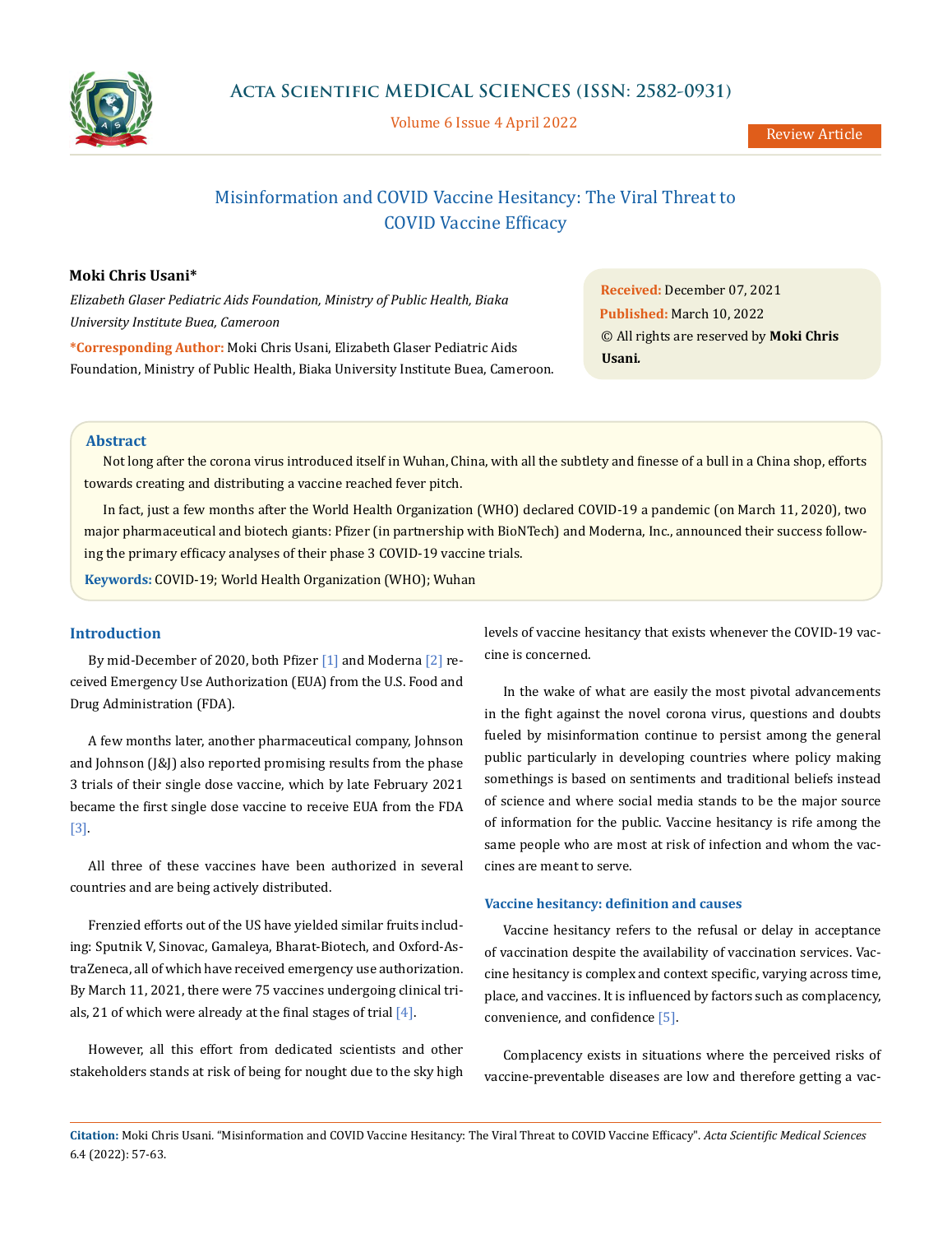# Misinformation and COVID Vaccine Hesitancy: The Viral Threat to COVID Vaccine Efficacy

**Moki Chris Usani***

*Elizabeth Glaser Pediatric Aids Foundation, Ministry of Public Health, Biaka University Institute Buea, Cameroon*

***Corresponding Author:** Moki Chris Usani, Elizabeth Glaser Pediatric Aids Foundation, Ministry of Public Health, Biaka University Institute Buea, Cameroon.

**Received:** December 07, 2021
**Published:** March 10, 2022
© All rights are reserved by **Moki Chris Usani.**

## Abstract

Not long after the corona virus introduced itself in Wuhan, China, with all the subtlety and finesse of a bull in a China shop, efforts towards creating and distributing a vaccine reached fever pitch.

In fact, just a few months after the World Health Organization (WHO) declared COVID-19 a pandemic (on March 11, 2020), two major pharmaceutical and biotech giants: Pfizer (in partnership with BioNTech) and Moderna, Inc., announced their success following the primary efficacy analyses of their phase 3 COVID-19 vaccine trials.

**Keywords:** COVID-19; World Health Organization (WHO); Wuhan

## Introduction

By mid-December of 2020, both Pfizer [1] and Moderna [2] received Emergency Use Authorization (EUA) from the U.S. Food and Drug Administration (FDA).

A few months later, another pharmaceutical company, Johnson and Johnson (J&J) also reported promising results from the phase 3 trials of their single dose vaccine, which by late February 2021 became the first single dose vaccine to receive EUA from the FDA [3].

All three of these vaccines have been authorized in several countries and are being actively distributed.

Frenzied efforts out of the US have yielded similar fruits including: Sputnik V, Sinovac, Gamaleya, Bharat-Biotech, and Oxford-AstraZeneca, all of which have received emergency use authorization. By March 11, 2021, there were 75 vaccines undergoing clinical trials, 21 of which were already at the final stages of trial [4].

However, all this effort from dedicated scientists and other stakeholders stands at risk of being for nought due to the sky high levels of vaccine hesitancy that exists whenever the COVID-19 vaccine is concerned.

In the wake of what are easily the most pivotal advancements in the fight against the novel corona virus, questions and doubts fueled by misinformation continue to persist among the general public particularly in developing countries where policy making somethings is based on sentiments and traditional beliefs instead of science and where social media stands to be the major source of information for the public. Vaccine hesitancy is rife among the same people who are most at risk of infection and whom the vaccines are meant to serve.

### Vaccine hesitancy: definition and causes

Vaccine hesitancy refers to the refusal or delay in acceptance of vaccination despite the availability of vaccination services. Vaccine hesitancy is complex and context specific, varying across time, place, and vaccines. It is influenced by factors such as complacency, convenience, and confidence [5].

Complacency exists in situations where the perceived risks of vaccine-preventable diseases are low and therefore getting a vac-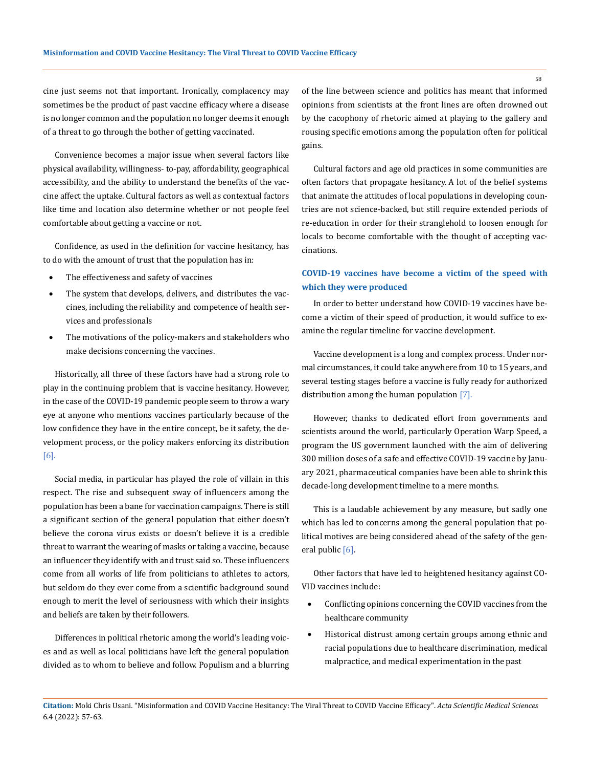cine just seems not that important. Ironically, complacency may sometimes be the product of past vaccine efficacy where a disease is no longer common and the population no longer deems it enough of a threat to go through the bother of getting vaccinated.

Convenience becomes a major issue when several factors like physical availability, willingness- to-pay, affordability, geographical accessibility, and the ability to understand the benefits of the vaccine affect the uptake. Cultural factors as well as contextual factors like time and location also determine whether or not people feel comfortable about getting a vaccine or not.

Confidence, as used in the definition for vaccine hesitancy, has to do with the amount of trust that the population has in:

- The effectiveness and safety of vaccines
- The system that develops, delivers, and distributes the vaccines, including the reliability and competence of health services and professionals
- The motivations of the policy-makers and stakeholders who make decisions concerning the vaccines.

Historically, all three of these factors have had a strong role to play in the continuing problem that is vaccine hesitancy. However, in the case of the COVID-19 pandemic people seem to throw a wary eye at anyone who mentions vaccines particularly because of the low confidence they have in the entire concept, be it safety, the development process, or the policy makers enforcing its distribution [6].

Social media, in particular has played the role of villain in this respect. The rise and subsequent sway of influencers among the population has been a bane for vaccination campaigns. There is still a significant section of the general population that either doesn't believe the corona virus exists or doesn't believe it is a credible threat to warrant the wearing of masks or taking a vaccine, because an influencer they identify with and trust said so. These influencers come from all works of life from politicians to athletes to actors, but seldom do they ever come from a scientific background sound enough to merit the level of seriousness with which their insights and beliefs are taken by their followers.

Differences in political rhetoric among the world's leading voices and as well as local politicians have left the general population divided as to whom to believe and follow. Populism and a blurring of the line between science and politics has meant that informed opinions from scientists at the front lines are often drowned out by the cacophony of rhetoric aimed at playing to the gallery and rousing specific emotions among the population often for political gains.

Cultural factors and age old practices in some communities are often factors that propagate hesitancy. A lot of the belief systems that animate the attitudes of local populations in developing countries are not science-backed, but still require extended periods of re-education in order for their stranglehold to loosen enough for locals to become comfortable with the thought of accepting vaccinations.

### COVID-19 vaccines have become a victim of the speed with which they were produced

In order to better understand how COVID-19 vaccines have become a victim of their speed of production, it would suffice to examine the regular timeline for vaccine development.

Vaccine development is a long and complex process. Under normal circumstances, it could take anywhere from 10 to 15 years, and several testing stages before a vaccine is fully ready for authorized distribution among the human population [7].

However, thanks to dedicated effort from governments and scientists around the world, particularly Operation Warp Speed, a program the US government launched with the aim of delivering 300 million doses of a safe and effective COVID-19 vaccine by January 2021, pharmaceutical companies have been able to shrink this decade-long development timeline to a mere months.

This is a laudable achievement by any measure, but sadly one which has led to concerns among the general population that political motives are being considered ahead of the safety of the general public [6].

Other factors that have led to heightened hesitancy against COVID vaccines include:

- Conflicting opinions concerning the COVID vaccines from the healthcare community
- Historical distrust among certain groups among ethnic and racial populations due to healthcare discrimination, medical malpractice, and medical experimentation in the past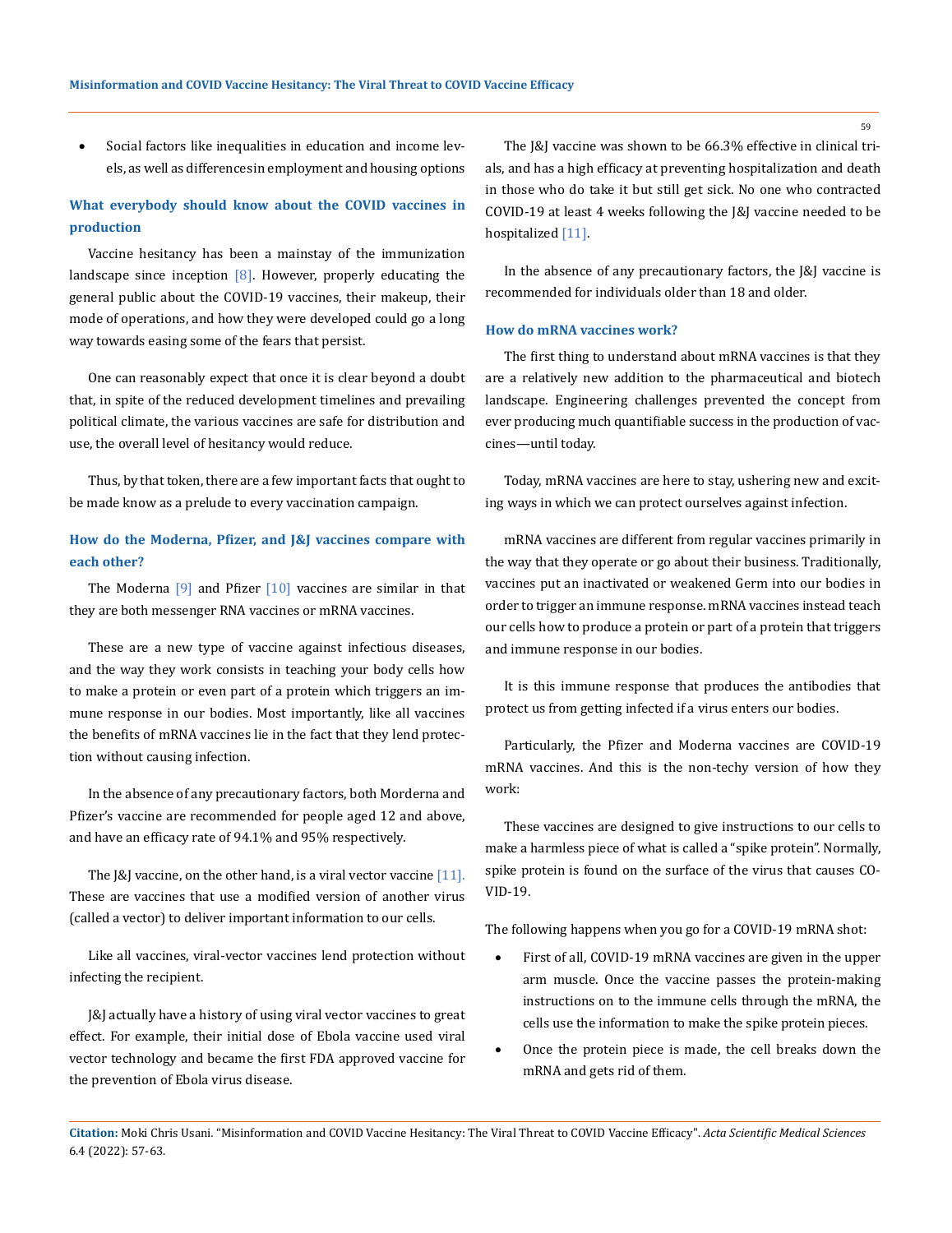- Social factors like inequalities in education and income levels, as well as differencesin employment and housing options

### What everybody should know about the COVID vaccines in production

Vaccine hesitancy has been a mainstay of the immunization landscape since inception [8]. However, properly educating the general public about the COVID-19 vaccines, their makeup, their mode of operations, and how they were developed could go a long way towards easing some of the fears that persist.

One can reasonably expect that once it is clear beyond a doubt that, in spite of the reduced development timelines and prevailing political climate, the various vaccines are safe for distribution and use, the overall level of hesitancy would reduce.

Thus, by that token, there are a few important facts that ought to be made know as a prelude to every vaccination campaign.

### How do the Moderna, Pfizer, and J&J vaccines compare with each other?

The Moderna [9] and Pfizer [10] vaccines are similar in that they are both messenger RNA vaccines or mRNA vaccines.

These are a new type of vaccine against infectious diseases, and the way they work consists in teaching your body cells how to make a protein or even part of a protein which triggers an immune response in our bodies. Most importantly, like all vaccines the benefits of mRNA vaccines lie in the fact that they lend protection without causing infection.

In the absence of any precautionary factors, both Morderna and Pfizer's vaccine are recommended for people aged 12 and above, and have an efficacy rate of 94.1% and 95% respectively.

The J&J vaccine, on the other hand, is a viral vector vaccine [11]. These are vaccines that use a modified version of another virus (called a vector) to deliver important information to our cells.

Like all vaccines, viral-vector vaccines lend protection without infecting the recipient.

J&J actually have a history of using viral vector vaccines to great effect. For example, their initial dose of Ebola vaccine used viral vector technology and became the first FDA approved vaccine for the prevention of Ebola virus disease.

The J&J vaccine was shown to be 66.3% effective in clinical trials, and has a high efficacy at preventing hospitalization and death in those who do take it but still get sick. No one who contracted COVID-19 at least 4 weeks following the J&J vaccine needed to be hospitalized [11].

In the absence of any precautionary factors, the J&J vaccine is recommended for individuals older than 18 and older.

### How do mRNA vaccines work?

The first thing to understand about mRNA vaccines is that they are a relatively new addition to the pharmaceutical and biotech landscape. Engineering challenges prevented the concept from ever producing much quantifiable success in the production of vaccines—until today.

Today, mRNA vaccines are here to stay, ushering new and exciting ways in which we can protect ourselves against infection.

mRNA vaccines are different from regular vaccines primarily in the way that they operate or go about their business. Traditionally, vaccines put an inactivated or weakened Germ into our bodies in order to trigger an immune response. mRNA vaccines instead teach our cells how to produce a protein or part of a protein that triggers and immune response in our bodies.

It is this immune response that produces the antibodies that protect us from getting infected if a virus enters our bodies.

Particularly, the Pfizer and Moderna vaccines are COVID-19 mRNA vaccines. And this is the non-techy version of how they work:

These vaccines are designed to give instructions to our cells to make a harmless piece of what is called a "spike protein". Normally, spike protein is found on the surface of the virus that causes COVID-19.

The following happens when you go for a COVID-19 mRNA shot:

- First of all, COVID-19 mRNA vaccines are given in the upper arm muscle. Once the vaccine passes the protein-making instructions on to the immune cells through the mRNA, the cells use the information to make the spike protein pieces.
- Once the protein piece is made, the cell breaks down the mRNA and gets rid of them.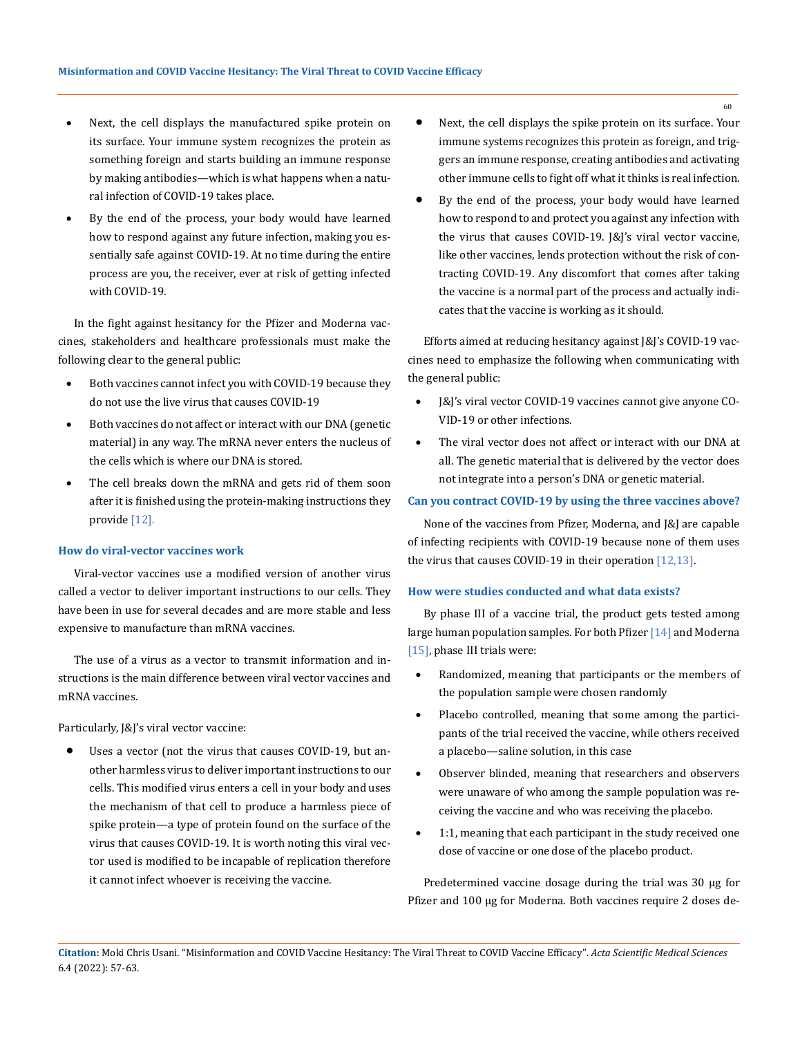- Next, the cell displays the manufactured spike protein on its surface. Your immune system recognizes the protein as something foreign and starts building an immune response by making antibodies—which is what happens when a natural infection of COVID-19 takes place.
- By the end of the process, your body would have learned how to respond against any future infection, making you essentially safe against COVID-19. At no time during the entire process are you, the receiver, ever at risk of getting infected with COVID-19.

In the fight against hesitancy for the Pfizer and Moderna vaccines, stakeholders and healthcare professionals must make the following clear to the general public:

- Both vaccines cannot infect you with COVID-19 because they do not use the live virus that causes COVID-19
- Both vaccines do not affect or interact with our DNA (genetic material) in any way. The mRNA never enters the nucleus of the cells which is where our DNA is stored.
- The cell breaks down the mRNA and gets rid of them soon after it is finished using the protein-making instructions they provide [12].

### How do viral-vector vaccines work

Viral-vector vaccines use a modified version of another virus called a vector to deliver important instructions to our cells. They have been in use for several decades and are more stable and less expensive to manufacture than mRNA vaccines.

The use of a virus as a vector to transmit information and instructions is the main difference between viral vector vaccines and mRNA vaccines.

Particularly, J&J's viral vector vaccine:

- Uses a vector (not the virus that causes COVID-19, but another harmless virus to deliver important instructions to our cells. This modified virus enters a cell in your body and uses the mechanism of that cell to produce a harmless piece of spike protein—a type of protein found on the surface of the virus that causes COVID-19. It is worth noting this viral vector used is modified to be incapable of replication therefore it cannot infect whoever is receiving the vaccine.
- Next, the cell displays the spike protein on its surface. Your immune systems recognizes this protein as foreign, and triggers an immune response, creating antibodies and activating other immune cells to fight off what it thinks is real infection.
- By the end of the process, your body would have learned how to respond to and protect you against any infection with the virus that causes COVID-19. J&J's viral vector vaccine, like other vaccines, lends protection without the risk of contracting COVID-19. Any discomfort that comes after taking the vaccine is a normal part of the process and actually indicates that the vaccine is working as it should.

Efforts aimed at reducing hesitancy against J&J's COVID-19 vaccines need to emphasize the following when communicating with the general public:

- J&J's viral vector COVID-19 vaccines cannot give anyone COVID-19 or other infections.
- The viral vector does not affect or interact with our DNA at all. The genetic material that is delivered by the vector does not integrate into a person's DNA or genetic material.

### Can you contract COVID-19 by using the three vaccines above?

None of the vaccines from Pfizer, Moderna, and J&J are capable of infecting recipients with COVID-19 because none of them uses the virus that causes COVID-19 in their operation [12,13].

### How were studies conducted and what data exists?

By phase III of a vaccine trial, the product gets tested among large human population samples. For both Pfizer [14] and Moderna [15], phase III trials were:

- Randomized, meaning that participants or the members of the population sample were chosen randomly
- Placebo controlled, meaning that some among the participants of the trial received the vaccine, while others received a placebo—saline solution, in this case
- Observer blinded, meaning that researchers and observers were unaware of who among the sample population was receiving the vaccine and who was receiving the placebo.
- 1:1, meaning that each participant in the study received one dose of vaccine or one dose of the placebo product.

Predetermined vaccine dosage during the trial was 30 μg for Pfizer and 100 μg for Moderna. Both vaccines require 2 doses de-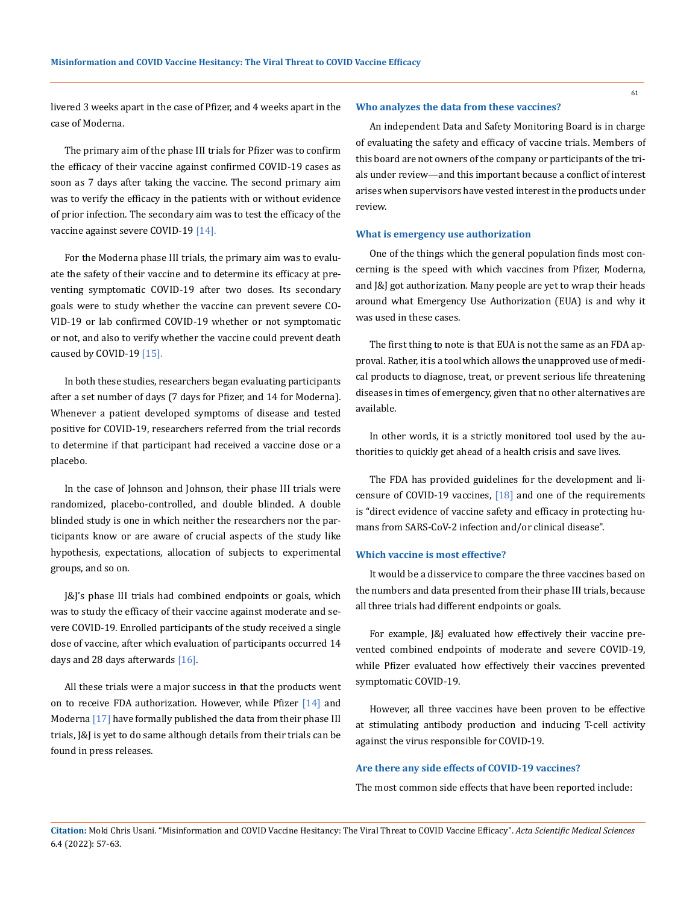livered 3 weeks apart in the case of Pfizer, and 4 weeks apart in the case of Moderna.

The primary aim of the phase III trials for Pfizer was to confirm the efficacy of their vaccine against confirmed COVID-19 cases as soon as 7 days after taking the vaccine. The second primary aim was to verify the efficacy in the patients with or without evidence of prior infection. The secondary aim was to test the efficacy of the vaccine against severe COVID-19 [14].

For the Moderna phase III trials, the primary aim was to evaluate the safety of their vaccine and to determine its efficacy at preventing symptomatic COVID-19 after two doses. Its secondary goals were to study whether the vaccine can prevent severe COVID-19 or lab confirmed COVID-19 whether or not symptomatic or not, and also to verify whether the vaccine could prevent death caused by COVID-19 [15].

In both these studies, researchers began evaluating participants after a set number of days (7 days for Pfizer, and 14 for Moderna). Whenever a patient developed symptoms of disease and tested positive for COVID-19, researchers referred from the trial records to determine if that participant had received a vaccine dose or a placebo.

In the case of Johnson and Johnson, their phase III trials were randomized, placebo-controlled, and double blinded. A double blinded study is one in which neither the researchers nor the participants know or are aware of crucial aspects of the study like hypothesis, expectations, allocation of subjects to experimental groups, and so on.

J&J's phase III trials had combined endpoints or goals, which was to study the efficacy of their vaccine against moderate and severe COVID-19. Enrolled participants of the study received a single dose of vaccine, after which evaluation of participants occurred 14 days and 28 days afterwards [16].

All these trials were a major success in that the products went on to receive FDA authorization. However, while Pfizer [14] and Moderna [17] have formally published the data from their phase III trials, J&J is yet to do same although details from their trials can be found in press releases.

### Who analyzes the data from these vaccines?

An independent Data and Safety Monitoring Board is in charge of evaluating the safety and efficacy of vaccine trials. Members of this board are not owners of the company or participants of the trials under review—and this important because a conflict of interest arises when supervisors have vested interest in the products under review.

### What is emergency use authorization

One of the things which the general population finds most concerning is the speed with which vaccines from Pfizer, Moderna, and J&J got authorization. Many people are yet to wrap their heads around what Emergency Use Authorization (EUA) is and why it was used in these cases.

The first thing to note is that EUA is not the same as an FDA approval. Rather, it is a tool which allows the unapproved use of medical products to diagnose, treat, or prevent serious life threatening diseases in times of emergency, given that no other alternatives are available.

In other words, it is a strictly monitored tool used by the authorities to quickly get ahead of a health crisis and save lives.

The FDA has provided guidelines for the development and licensure of COVID-19 vaccines, [18] and one of the requirements is "direct evidence of vaccine safety and efficacy in protecting humans from SARS-CoV-2 infection and/or clinical disease".

### Which vaccine is most effective?

It would be a disservice to compare the three vaccines based on the numbers and data presented from their phase III trials, because all three trials had different endpoints or goals.

For example, J&J evaluated how effectively their vaccine prevented combined endpoints of moderate and severe COVID-19, while Pfizer evaluated how effectively their vaccines prevented symptomatic COVID-19.

However, all three vaccines have been proven to be effective at stimulating antibody production and inducing T-cell activity against the virus responsible for COVID-19.

### Are there any side effects of COVID-19 vaccines?

The most common side effects that have been reported include: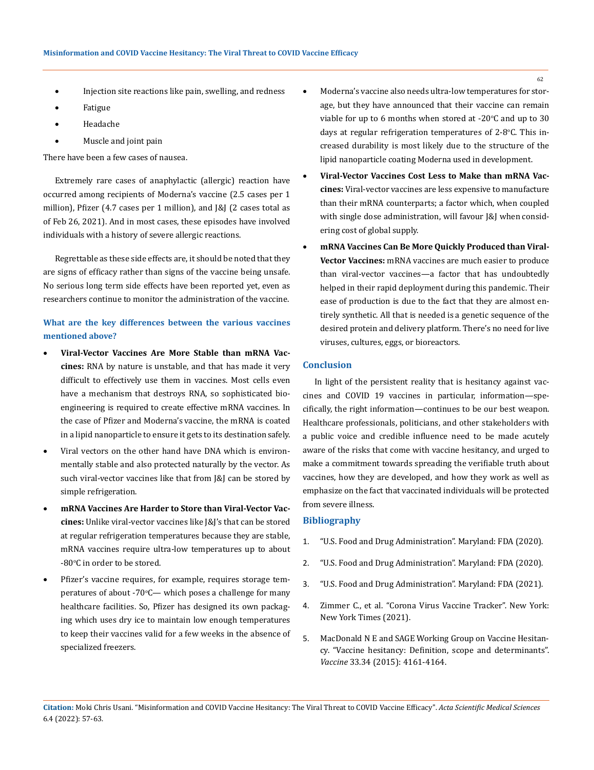- Injection site reactions like pain, swelling, and redness
- Fatigue
- Headache
- Muscle and joint pain

There have been a few cases of nausea.

Extremely rare cases of anaphylactic (allergic) reaction have occurred among recipients of Moderna's vaccine (2.5 cases per 1 million), Pfizer (4.7 cases per 1 million), and J&J (2 cases total as of Feb 26, 2021). And in most cases, these episodes have involved individuals with a history of severe allergic reactions.

Regrettable as these side effects are, it should be noted that they are signs of efficacy rather than signs of the vaccine being unsafe. No serious long term side effects have been reported yet, even as researchers continue to monitor the administration of the vaccine.

### What are the key differences between the various vaccines mentioned above?

- **Viral-Vector Vaccines Are More Stable than mRNA Vaccines:** RNA by nature is unstable, and that has made it very difficult to effectively use them in vaccines. Most cells even have a mechanism that destroys RNA, so sophisticated bio-engineering is required to create effective mRNA vaccines. In the case of Pfizer and Moderna's vaccine, the mRNA is coated in a lipid nanoparticle to ensure it gets to its destination safely.
- Viral vectors on the other hand have DNA which is environmentally stable and also protected naturally by the vector. As such viral-vector vaccines like that from J&J can be stored by simple refrigeration.
- **mRNA Vaccines Are Harder to Store than Viral-Vector Vaccines:** Unlike viral-vector vaccines like J&J's that can be stored at regular refrigeration temperatures because they are stable, mRNA vaccines require ultra-low temperatures up to about -80°C in order to be stored.
- Pfizer's vaccine requires, for example, requires storage temperatures of about -70°C— which poses a challenge for many healthcare facilities. So, Pfizer has designed its own packaging which uses dry ice to maintain low enough temperatures to keep their vaccines valid for a few weeks in the absence of specialized freezers.
- Moderna's vaccine also needs ultra-low temperatures for storage, but they have announced that their vaccine can remain viable for up to 6 months when stored at -20°C and up to 30 days at regular refrigeration temperatures of 2-8°C. This increased durability is most likely due to the structure of the lipid nanoparticle coating Moderna used in development.
- **Viral-Vector Vaccines Cost Less to Make than mRNA Vaccines:** Viral-vector vaccines are less expensive to manufacture than their mRNA counterparts; a factor which, when coupled with single dose administration, will favour J&J when considering cost of global supply.
- **mRNA Vaccines Can Be More Quickly Produced than Viral-Vector Vaccines:** mRNA vaccines are much easier to produce than viral-vector vaccines—a factor that has undoubtedly helped in their rapid deployment during this pandemic. Their ease of production is due to the fact that they are almost entirely synthetic. All that is needed is a genetic sequence of the desired protein and delivery platform. There's no need for live viruses, cultures, eggs, or bioreactors.

## Conclusion

In light of the persistent reality that is hesitancy against vaccines and COVID 19 vaccines in particular, information—specifically, the right information—continues to be our best weapon. Healthcare professionals, politicians, and other stakeholders with a public voice and credible influence need to be made acutely aware of the risks that come with vaccine hesitancy, and urged to make a commitment towards spreading the verifiable truth about vaccines, how they are developed, and how they work as well as emphasize on the fact that vaccinated individuals will be protected from severe illness.

## Bibliography

1. "U.S. Food and Drug Administration". Maryland: FDA (2020).
2. "U.S. Food and Drug Administration". Maryland: FDA (2020).
3. "U.S. Food and Drug Administration". Maryland: FDA (2021).
4. Zimmer C., et al. "Corona Virus Vaccine Tracker". New York: New York Times (2021).
5. MacDonald N E and SAGE Working Group on Vaccine Hesitancy. "Vaccine hesitancy: Definition, scope and determinants". *Vaccine* 33.34 (2015): 4161-4164.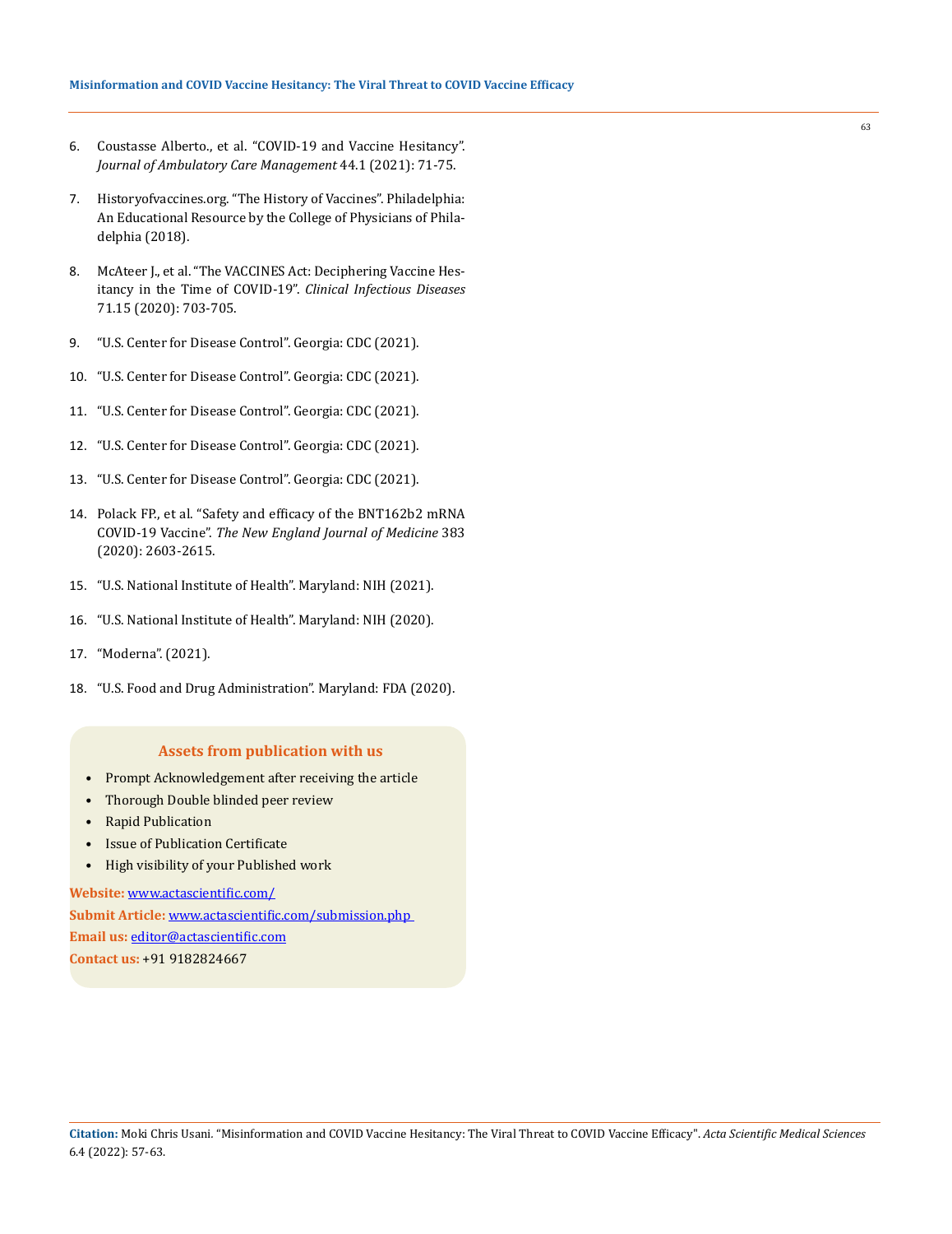6. Coustasse Alberto., et al. "COVID-19 and Vaccine Hesitancy". *Journal of Ambulatory Care Management* 44.1 (2021): 71-75.
7. Historyofvaccines.org. "The History of Vaccines". Philadelphia: An Educational Resource by the College of Physicians of Philadelphia (2018).
8. McAteer J., et al. "The VACCINES Act: Deciphering Vaccine Hesitancy in the Time of COVID-19". *Clinical Infectious Diseases* 71.15 (2020): 703-705.
9. "U.S. Center for Disease Control". Georgia: CDC (2021).
10. "U.S. Center for Disease Control". Georgia: CDC (2021).
11. "U.S. Center for Disease Control". Georgia: CDC (2021).
12. "U.S. Center for Disease Control". Georgia: CDC (2021).
13. "U.S. Center for Disease Control". Georgia: CDC (2021).
14. Polack FP., et al. "Safety and efficacy of the BNT162b2 mRNA COVID-19 Vaccine". *The New England Journal of Medicine* 383 (2020): 2603-2615.
15. "U.S. National Institute of Health". Maryland: NIH (2021).
16. "U.S. National Institute of Health". Maryland: NIH (2020).
17. "Moderna". (2021).
18. "U.S. Food and Drug Administration". Maryland: FDA (2020).

**Assets from publication with us**

- Prompt Acknowledgement after receiving the article
- Thorough Double blinded peer review
- Rapid Publication
- Issue of Publication Certificate
- High visibility of your Published work

**Website:** www.actascientific.com/
**Submit Article:** www.actascientific.com/submission.php
**Email us:** editor@actascientific.com
**Contact us:** +91 9182824667